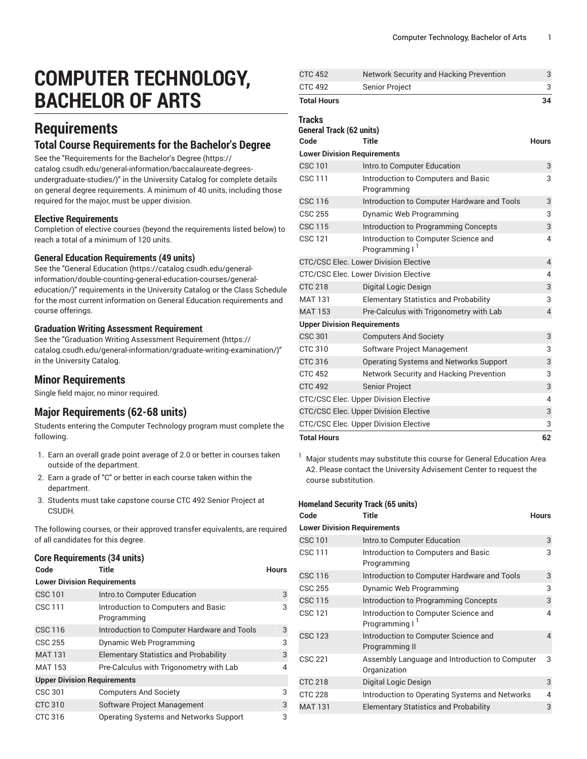# COMPUTER TECHNOLOGY, BACHELOR OF ARTS

## Requirements

### Total Course Requirements for the Bachelor's Degree

See the "Requirements for the Bachelor's Degree (https://catalog.csudh.edu/general-information/baccalaureate-degrees-undergraduate-studies/)" in the University Catalog for complete details on general degree requirements. A minimum of 40 units, including those required for the major, must be upper division.

#### Elective Requirements

Completion of elective courses (beyond the requirements listed below) to reach a total of a minimum of 120 units.

#### General Education Requirements (49 units)

See the "General Education (https://catalog.csudh.edu/general-information/double-counting-general-education-courses/general-education/)" requirements in the University Catalog or the Class Schedule for the most current information on General Education requirements and course offerings.

#### Graduation Writing Assessment Requirement

See the "Graduation Writing Assessment Requirement (https://catalog.csudh.edu/general-information/graduate-writing-examination/)" in the University Catalog.

## Minor Requirements

Single field major, no minor required.

## Major Requirements (62-68 units)

Students entering the Computer Technology program must complete the following.

1. Earn an overall grade point average of 2.0 or better in courses taken outside of the department.
2. Earn a grade of "C" or better in each course taken within the department.
3. Students must take capstone course CTC 492 Senior Project at CSUDH.

The following courses, or their approved transfer equivalents, are required of all candidates for this degree.

#### Core Requirements (34 units)

| Code | Title | Hours |
|---|---|---|
| **Lower Division Requirements** | | |
| CSC 101 | Intro.to Computer Education | 3 |
| CSC 111 | Introduction to Computers and Basic Programming | 3 |
| CSC 116 | Introduction to Computer Hardware and Tools | 3 |
| CSC 255 | Dynamic Web Programming | 3 |
| MAT 131 | Elementary Statistics and Probability | 3 |
| MAT 153 | Pre-Calculus with Trigonometry with Lab | 4 |
| **Upper Division Requirements** | | |
| CSC 301 | Computers And Society | 3 |
| CTC 310 | Software Project Management | 3 |
| CTC 316 | Operating Systems and Networks Support | 3 |
| CTC 452 | Network Security and Hacking Prevention | 3 |
| CTC 492 | Senior Project | 3 |
| **Total Hours** | | **34** |

#### Tracks

**General Track (62 units)**

| Code | Title | Hours |
|---|---|---|
| **Lower Division Requirements** | | |
| CSC 101 | Intro.to Computer Education | 3 |
| CSC 111 | Introduction to Computers and Basic Programming | 3 |
| CSC 116 | Introduction to Computer Hardware and Tools | 3 |
| CSC 255 | Dynamic Web Programming | 3 |
| CSC 115 | Introduction to Programming Concepts | 3 |
| CSC 121 | Introduction to Computer Science and Programming I [1] | 4 |
| CTC/CSC Elec. Lower Division Elective | | 4 |
| CTC/CSC Elec. Lower Division Elective | | 4 |
| CTC 218 | Digital Logic Design | 3 |
| MAT 131 | Elementary Statistics and Probability | 3 |
| MAT 153 | Pre-Calculus with Trigonometry with Lab | 4 |
| **Upper Division Requirements** | | |
| CSC 301 | Computers And Society | 3 |
| CTC 310 | Software Project Management | 3 |
| CTC 316 | Operating Systems and Networks Support | 3 |
| CTC 452 | Network Security and Hacking Prevention | 3 |
| CTC 492 | Senior Project | 3 |
| CTC/CSC Elec. Upper Division Elective | | 4 |
| CTC/CSC Elec. Upper Division Elective | | 3 |
| CTC/CSC Elec. Upper Division Elective | | 3 |
| **Total Hours** | | **62** |

[1] Major students may substitute this course for General Education Area A2. Please contact the University Advisement Center to request the course substitution.

**Homeland Security Track (65 units)**

| Code | Title | Hours |
|---|---|---|
| **Lower Division Requirements** | | |
| CSC 101 | Intro.to Computer Education | 3 |
| CSC 111 | Introduction to Computers and Basic Programming | 3 |
| CSC 116 | Introduction to Computer Hardware and Tools | 3 |
| CSC 255 | Dynamic Web Programming | 3 |
| CSC 115 | Introduction to Programming Concepts | 3 |
| CSC 121 | Introduction to Computer Science and Programming I [1] | 4 |
| CSC 123 | Introduction to Computer Science and Programming II | 4 |
| CSC 221 | Assembly Language and Introduction to Computer Organization | 3 |
| CTC 218 | Digital Logic Design | 3 |
| CTC 228 | Introduction to Operating Systems and Networks | 4 |
| MAT 131 | Elementary Statistics and Probability | 3 |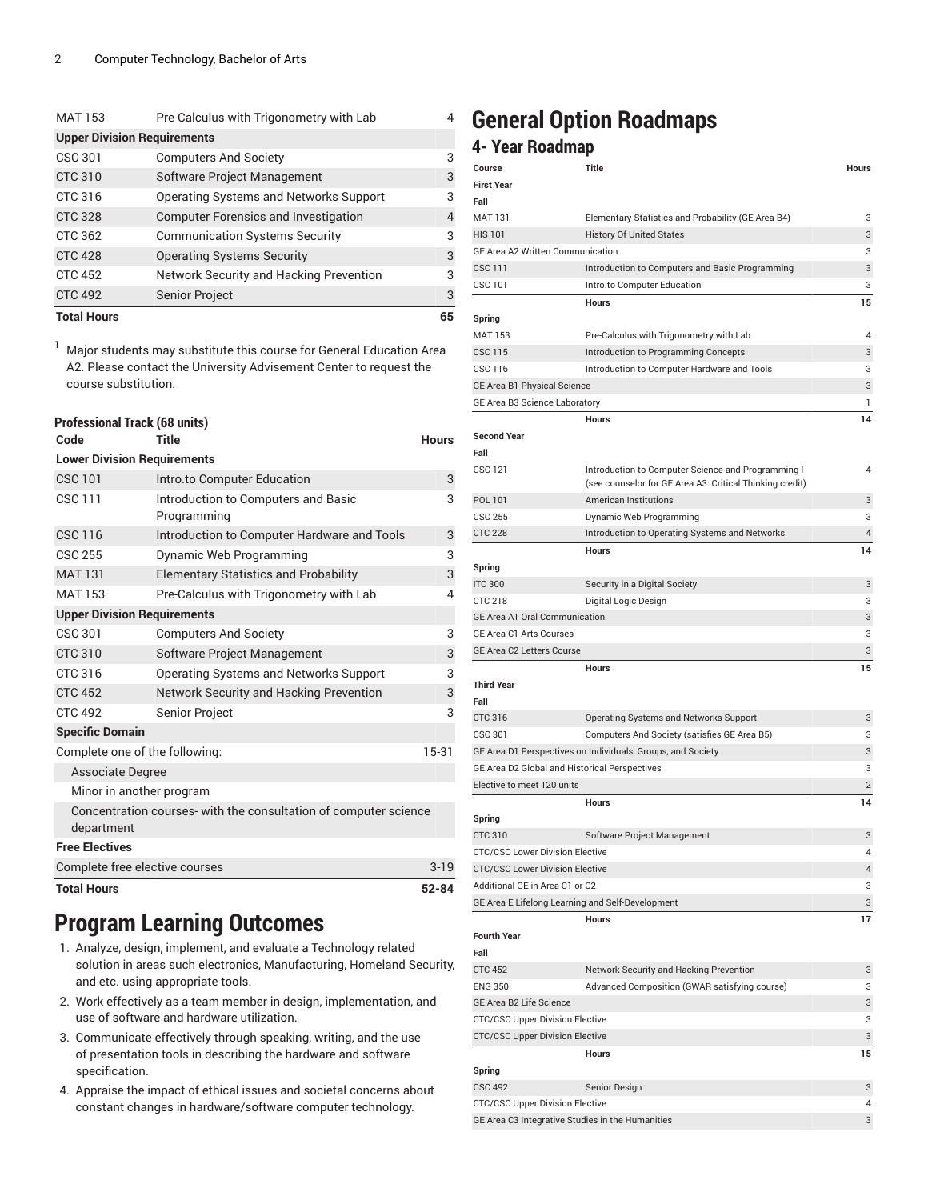| Code | Title | Hours |
|---|---|---|
| MAT 153 | Pre-Calculus with Trigonometry with Lab | 4 |
| **Upper Division Requirements** | | |
| CSC 301 | Computers And Society | 3 |
| CTC 310 | Software Project Management | 3 |
| CTC 316 | Operating Systems and Networks Support | 3 |
| CTC 328 | Computer Forensics and Investigation | 4 |
| CTC 362 | Communication Systems Security | 3 |
| CTC 428 | Operating Systems Security | 3 |
| CTC 452 | Network Security and Hacking Prevention | 3 |
| CTC 492 | Senior Project | 3 |
| **Total Hours** | | **65** |

[1] Major students may substitute this course for General Education Area A2. Please contact the University Advisement Center to request the course substitution.

### Professional Track (68 units)

| Code | Title | Hours |
|---|---|---|
| **Lower Division Requirements** | | |
| CSC 101 | Intro.to Computer Education | 3 |
| CSC 111 | Introduction to Computers and Basic Programming | 3 |
| CSC 116 | Introduction to Computer Hardware and Tools | 3 |
| CSC 255 | Dynamic Web Programming | 3 |
| MAT 131 | Elementary Statistics and Probability | 3 |
| MAT 153 | Pre-Calculus with Trigonometry with Lab | 4 |
| **Upper Division Requirements** | | |
| CSC 301 | Computers And Society | 3 |
| CTC 310 | Software Project Management | 3 |
| CTC 316 | Operating Systems and Networks Support | 3 |
| CTC 452 | Network Security and Hacking Prevention | 3 |
| CTC 492 | Senior Project | 3 |
| **Specific Domain** | | |
| Complete one of the following: | | 15-31 |
| Associate Degree | | |
| Minor in another program | | |
| Concentration courses- with the consultation of computer science department | | |
| **Free Electives** | | |
| Complete free elective courses | | 3-19 |
| **Total Hours** | | **52-84** |

# Program Learning Outcomes

1. Analyze, design, implement, and evaluate a Technology related solution in areas such electronics, Manufacturing, Homeland Security, and etc. using appropriate tools.
2. Work effectively as a team member in design, implementation, and use of software and hardware utilization.
3. Communicate effectively through speaking, writing, and the use of presentation tools in describing the hardware and software specification.
4. Appraise the impact of ethical issues and societal concerns about constant changes in hardware/software computer technology.

# General Option Roadmaps

## 4- Year Roadmap

| Course | Title | Hours |
|---|---|---|
| **First Year** | | |
| **Fall** | | |
| MAT 131 | Elementary Statistics and Probability (GE Area B4) | 3 |
| HIS 101 | History Of United States | 3 |
| GE Area A2 Written Communication | | 3 |
| CSC 111 | Introduction to Computers and Basic Programming | 3 |
| CSC 101 | Intro.to Computer Education | 3 |
| | **Hours** | **15** |
| **Spring** | | |
| MAT 153 | Pre-Calculus with Trigonometry with Lab | 4 |
| CSC 115 | Introduction to Programming Concepts | 3 |
| CSC 116 | Introduction to Computer Hardware and Tools | 3 |
| GE Area B1 Physical Science | | 3 |
| GE Area B3 Science Laboratory | | 1 |
| | **Hours** | **14** |
| **Second Year** | | |
| **Fall** | | |
| CSC 121 | Introduction to Computer Science and Programming I (see counselor for GE Area A3: Critical Thinking credit) | 4 |
| POL 101 | American Institutions | 3 |
| CSC 255 | Dynamic Web Programming | 3 |
| CTC 228 | Introduction to Operating Systems and Networks | 4 |
| | **Hours** | **14** |
| **Spring** | | |
| ITC 300 | Security in a Digital Society | 3 |
| CTC 218 | Digital Logic Design | 3 |
| GE Area A1 Oral Communication | | 3 |
| GE Area C1 Arts Courses | | 3 |
| GE Area C2 Letters Course | | 3 |
| | **Hours** | **15** |
| **Third Year** | | |
| **Fall** | | |
| CTC 316 | Operating Systems and Networks Support | 3 |
| CSC 301 | Computers And Society (satisfies GE Area B5) | 3 |
| GE Area D1 Perspectives on Individuals, Groups, and Society | | 3 |
| GE Area D2 Global and Historical Perspectives | | 3 |
| Elective to meet 120 units | | 2 |
| | **Hours** | **14** |
| **Spring** | | |
| CTC 310 | Software Project Management | 3 |
| CTC/CSC Lower Division Elective | | 4 |
| CTC/CSC Lower Division Elective | | 4 |
| Additional GE in Area C1 or C2 | | 3 |
| GE Area E Lifelong Learning and Self-Development | | 3 |
| | **Hours** | **17** |
| **Fourth Year** | | |
| **Fall** | | |
| CTC 452 | Network Security and Hacking Prevention | 3 |
| ENG 350 | Advanced Composition (GWAR satisfying course) | 3 |
| GE Area B2 Life Science | | 3 |
| CTC/CSC Upper Division Elective | | 3 |
| CTC/CSC Upper Division Elective | | 3 |
| | **Hours** | **15** |
| **Spring** | | |
| CSC 492 | Senior Design | 3 |
| CTC/CSC Upper Division Elective | | 4 |
| GE Area C3 Integrative Studies in the Humanities | | 3 |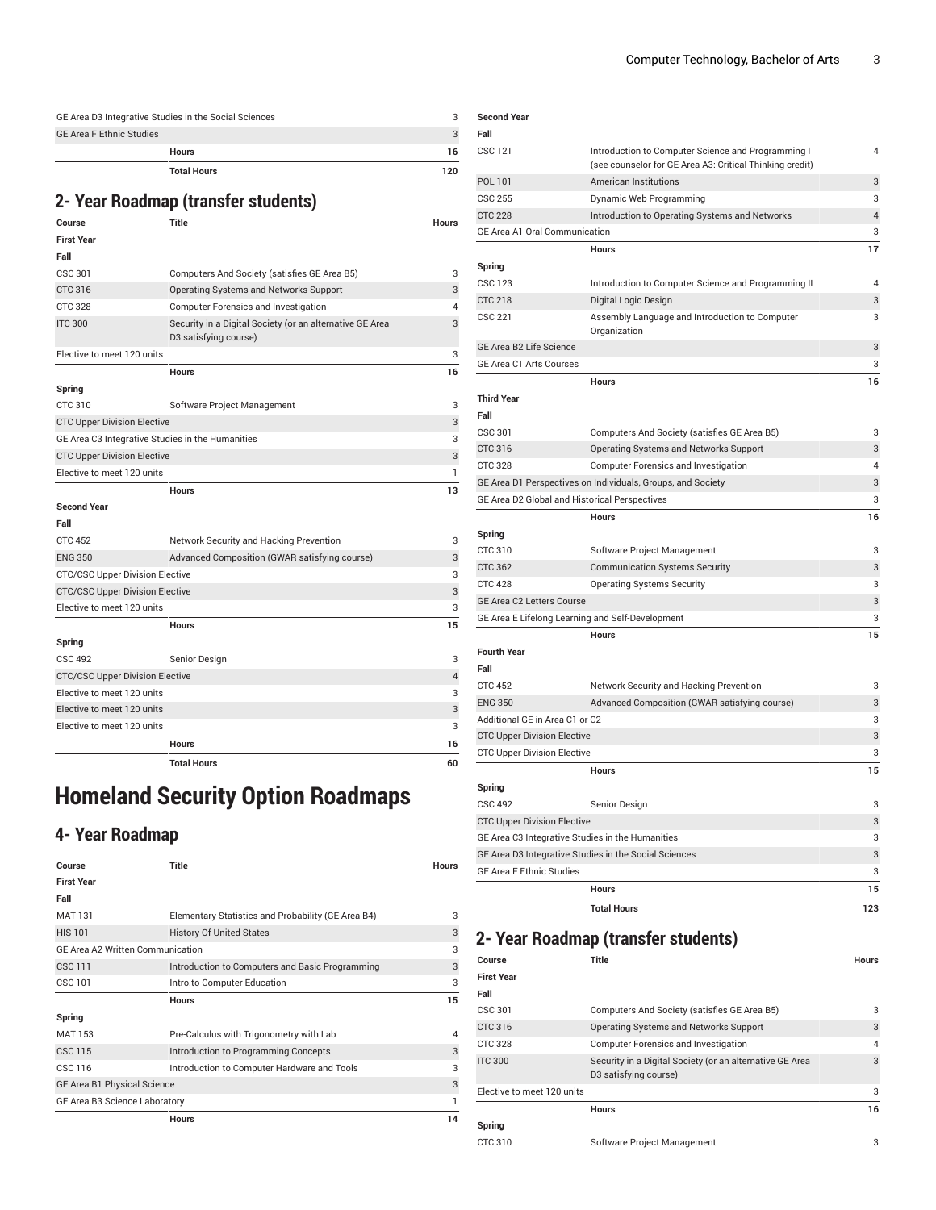| | | |
|---|---|---|
| GE Area D3 Integrative Studies in the Social Sciences | | 3 |
| GE Area F Ethnic Studies | | 3 |
| | Hours | 16 |
| | Total Hours | 120 |

## 2- Year Roadmap (transfer students)

| Course | Title | Hours |
|---|---|---|
| **First Year** | | |
| **Fall** | | |
| CSC 301 | Computers And Society (satisfies GE Area B5) | 3 |
| CTC 316 | Operating Systems and Networks Support | 3 |
| CTC 328 | Computer Forensics and Investigation | 4 |
| ITC 300 | Security in a Digital Society (or an alternative GE Area D3 satisfying course) | 3 |
| Elective to meet 120 units | | 3 |
| | Hours | 16 |
| **Spring** | | |
| CTC 310 | Software Project Management | 3 |
| CTC Upper Division Elective | | 3 |
| GE Area C3 Integrative Studies in the Humanities | | 3 |
| CTC Upper Division Elective | | 3 |
| Elective to meet 120 units | | 1 |
| | Hours | 13 |
| **Second Year** | | |
| **Fall** | | |
| CTC 452 | Network Security and Hacking Prevention | 3 |
| ENG 350 | Advanced Composition (GWAR satisfying course) | 3 |
| CTC/CSC Upper Division Elective | | 3 |
| CTC/CSC Upper Division Elective | | 3 |
| Elective to meet 120 units | | 3 |
| | Hours | 15 |
| **Spring** | | |
| CSC 492 | Senior Design | 3 |
| CTC/CSC Upper Division Elective | | 4 |
| Elective to meet 120 units | | 3 |
| Elective to meet 120 units | | 3 |
| Elective to meet 120 units | | 3 |
| | Hours | 16 |
| | Total Hours | 60 |

# Homeland Security Option Roadmaps

## 4- Year Roadmap

| Course | Title | Hours |
|---|---|---|
| **First Year** | | |
| **Fall** | | |
| MAT 131 | Elementary Statistics and Probability (GE Area B4) | 3 |
| HIS 101 | History Of United States | 3 |
| GE Area A2 Written Communication | | 3 |
| CSC 111 | Introduction to Computers and Basic Programming | 3 |
| CSC 101 | Intro.to Computer Education | 3 |
| | Hours | 15 |
| **Spring** | | |
| MAT 153 | Pre-Calculus with Trigonometry with Lab | 4 |
| CSC 115 | Introduction to Programming Concepts | 3 |
| CSC 116 | Introduction to Computer Hardware and Tools | 3 |
| GE Area B1 Physical Science | | 3 |
| GE Area B3 Science Laboratory | | 1 |
| | Hours | 14 |
| **Second Year** | | |
| **Fall** | | |
| CSC 121 | Introduction to Computer Science and Programming I (see counselor for GE Area A3: Critical Thinking credit) | 4 |
| POL 101 | American Institutions | 3 |
| CSC 255 | Dynamic Web Programming | 3 |
| CTC 228 | Introduction to Operating Systems and Networks | 4 |
| GE Area A1 Oral Communication | | 3 |
| | Hours | 17 |
| **Spring** | | |
| CSC 123 | Introduction to Computer Science and Programming II | 4 |
| CTC 218 | Digital Logic Design | 3 |
| CSC 221 | Assembly Language and Introduction to Computer Organization | 3 |
| GE Area B2 Life Science | | 3 |
| GE Area C1 Arts Courses | | 3 |
| | Hours | 16 |
| **Third Year** | | |
| **Fall** | | |
| CSC 301 | Computers And Society (satisfies GE Area B5) | 3 |
| CTC 316 | Operating Systems and Networks Support | 3 |
| CTC 328 | Computer Forensics and Investigation | 4 |
| GE Area D1 Perspectives on Individuals, Groups, and Society | | 3 |
| GE Area D2 Global and Historical Perspectives | | 3 |
| | Hours | 16 |
| **Spring** | | |
| CTC 310 | Software Project Management | 3 |
| CTC 362 | Communication Systems Security | 3 |
| CTC 428 | Operating Systems Security | 3 |
| GE Area C2 Letters Course | | 3 |
| GE Area E Lifelong Learning and Self-Development | | 3 |
| | Hours | 15 |
| **Fourth Year** | | |
| **Fall** | | |
| CTC 452 | Network Security and Hacking Prevention | 3 |
| ENG 350 | Advanced Composition (GWAR satisfying course) | 3 |
| Additional GE in Area C1 or C2 | | 3 |
| CTC Upper Division Elective | | 3 |
| CTC Upper Division Elective | | 3 |
| | Hours | 15 |
| **Spring** | | |
| CSC 492 | Senior Design | 3 |
| CTC Upper Division Elective | | 3 |
| GE Area C3 Integrative Studies in the Humanities | | 3 |
| GE Area D3 Integrative Studies in the Social Sciences | | 3 |
| GE Area F Ethnic Studies | | 3 |
| | Hours | 15 |
| | Total Hours | 123 |

## 2- Year Roadmap (transfer students)

| Course | Title | Hours |
|---|---|---|
| **First Year** | | |
| **Fall** | | |
| CSC 301 | Computers And Society (satisfies GE Area B5) | 3 |
| CTC 316 | Operating Systems and Networks Support | 3 |
| CTC 328 | Computer Forensics and Investigation | 4 |
| ITC 300 | Security in a Digital Society (or an alternative GE Area D3 satisfying course) | 3 |
| Elective to meet 120 units | | 3 |
| | Hours | 16 |
| **Spring** | | |
| CTC 310 | Software Project Management | 3 |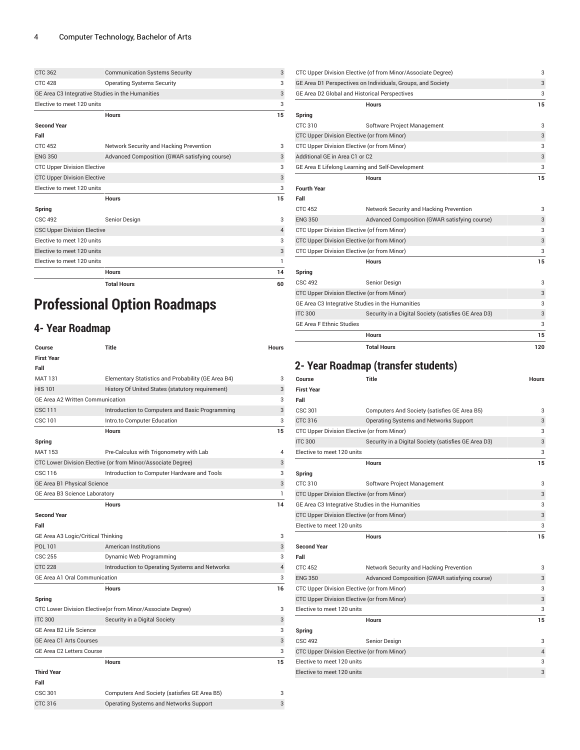| | | |
|---|---|---|
| CTC 362 | Communication Systems Security | 3 |
| CTC 428 | Operating Systems Security | 3 |
| GE Area C3 Integrative Studies in the Humanities | | 3 |
| Elective to meet 120 units | | 3 |
| | **Hours** | **15** |
| **Second Year** | | |
| **Fall** | | |
| CTC 452 | Network Security and Hacking Prevention | 3 |
| ENG 350 | Advanced Composition (GWAR satisfying course) | 3 |
| CTC Upper Division Elective | | 3 |
| CTC Upper Division Elective | | 3 |
| Elective to meet 120 units | | 3 |
| | **Hours** | **15** |
| **Spring** | | |
| CSC 492 | Senior Design | 3 |
| CSC Upper Division Elective | | 4 |
| Elective to meet 120 units | | 3 |
| Elective to meet 120 units | | 3 |
| Elective to meet 120 units | | 1 |
| | **Hours** | **14** |
| | **Total Hours** | **60** |

# Professional Option Roadmaps

## 4- Year Roadmap

| Course | Title | Hours |
|---|---|---|
| **First Year** | | |
| **Fall** | | |
| MAT 131 | Elementary Statistics and Probability (GE Area B4) | 3 |
| HIS 101 | History Of United States (statutory requirement) | 3 |
| GE Area A2 Written Communication | | 3 |
| CSC 111 | Introduction to Computers and Basic Programming | 3 |
| CSC 101 | Intro.to Computer Education | 3 |
| | **Hours** | **15** |
| **Spring** | | |
| MAT 153 | Pre-Calculus with Trigonometry with Lab | 4 |
| CTC Lower Division Elective (or from Minor/Associate Degree) | | 3 |
| CSC 116 | Introduction to Computer Hardware and Tools | 3 |
| GE Area B1 Physical Science | | 3 |
| GE Area B3 Science Laboratory | | 1 |
| | **Hours** | **14** |
| **Second Year** | | |
| **Fall** | | |
| GE Area A3 Logic/Critical Thinking | | 3 |
| POL 101 | American Institutions | 3 |
| CSC 255 | Dynamic Web Programming | 3 |
| CTC 228 | Introduction to Operating Systems and Networks | 4 |
| GE Area A1 Oral Communication | | 3 |
| | **Hours** | **16** |
| **Spring** | | |
| CTC Lower Division Elective(or from Minor/Associate Degree) | | 3 |
| ITC 300 | Security in a Digital Society | 3 |
| GE Area B2 Life Science | | 3 |
| GE Area C1 Arts Courses | | 3 |
| GE Area C2 Letters Course | | 3 |
| | **Hours** | **15** |
| **Third Year** | | |
| **Fall** | | |
| CSC 301 | Computers And Society (satisfies GE Area B5) | 3 |
| CTC 316 | Operating Systems and Networks Support | 3 |
| CTC Upper Division Elective (of from Minor/Associate Degree) | | 3 |
| GE Area D1 Perspectives on Individuals, Groups, and Society | | 3 |
| GE Area D2 Global and Historical Perspectives | | 3 |
| | **Hours** | **15** |
| **Spring** | | |
| CTC 310 | Software Project Management | 3 |
| CTC Upper Division Elective (or from Minor) | | 3 |
| CTC Upper Division Elective (or from Minor) | | 3 |
| Additional GE in Area C1 or C2 | | 3 |
| GE Area E Lifelong Learning and Self-Development | | 3 |
| | **Hours** | **15** |
| **Fourth Year** | | |
| **Fall** | | |
| CTC 452 | Network Security and Hacking Prevention | 3 |
| ENG 350 | Advanced Composition (GWAR satisfying course) | 3 |
| CTC Upper Division Elective (of from Minor) | | 3 |
| CTC Upper Division Elective (or from Minor) | | 3 |
| CTC Upper Division Elective (or from Minor) | | 3 |
| | **Hours** | **15** |
| **Spring** | | |
| CSC 492 | Senior Design | 3 |
| CTC Upper Division Elective (or from Minor) | | 3 |
| GE Area C3 Integrative Studies in the Humanities | | 3 |
| ITC 300 | Security in a Digital Society (satisfies GE Area D3) | 3 |
| GE Area F Ethnic Studies | | 3 |
| | **Hours** | **15** |
| | **Total Hours** | **120** |

## 2- Year Roadmap (transfer students)

| Course | Title | Hours |
|---|---|---|
| **First Year** | | |
| **Fall** | | |
| CSC 301 | Computers And Society (satisfies GE Area B5) | 3 |
| CTC 316 | Operating Systems and Networks Support | 3 |
| CTC Upper Division Elective (or from Minor) | | 3 |
| ITC 300 | Security in a Digital Society (satisfies GE Area D3) | 3 |
| Elective to meet 120 units | | 3 |
| | **Hours** | **15** |
| **Spring** | | |
| CTC 310 | Software Project Management | 3 |
| CTC Upper Division Elective (or from Minor) | | 3 |
| GE Area C3 Integrative Studies in the Humanities | | 3 |
| CTC Upper Division Elective (or from Minor) | | 3 |
| Elective to meet 120 units | | 3 |
| | **Hours** | **15** |
| **Second Year** | | |
| **Fall** | | |
| CTC 452 | Network Security and Hacking Prevention | 3 |
| ENG 350 | Advanced Composition (GWAR satisfying course) | 3 |
| CTC Upper Division Elective (or from Minor) | | 3 |
| CTC Upper Division Elective (or from Minor) | | 3 |
| Elective to meet 120 units | | 3 |
| | **Hours** | **15** |
| **Spring** | | |
| CSC 492 | Senior Design | 3 |
| CTC Upper Division Elective (or from Minor) | | 4 |
| Elective to meet 120 units | | 3 |
| Elective to meet 120 units | | 3 |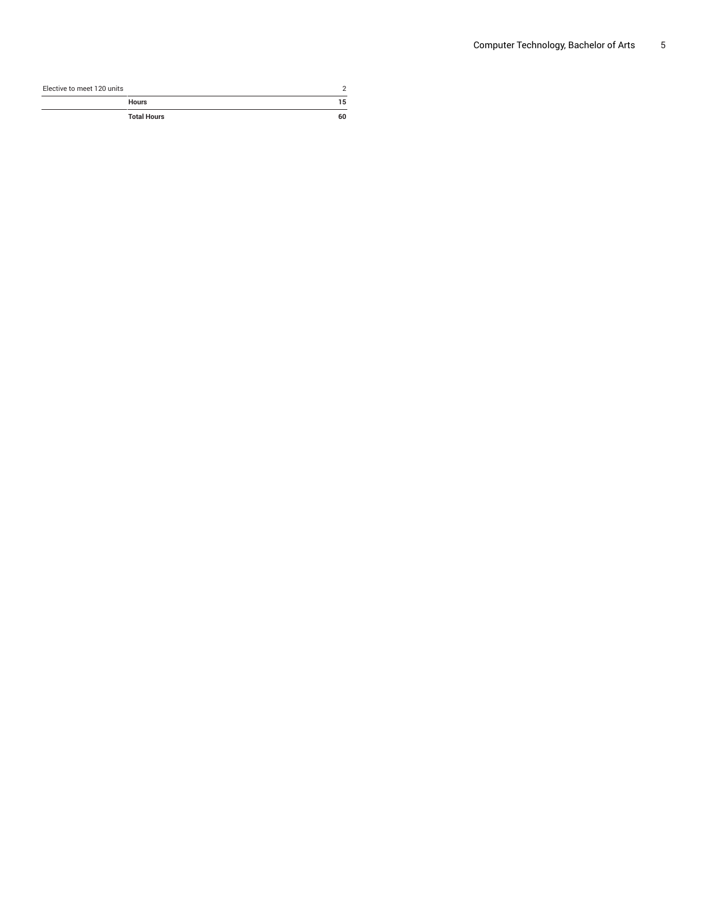| | | |
|---|---|---|
| Elective to meet 120 units | | 2 |
| | **Hours** | **15** |
| | **Total Hours** | **60** |